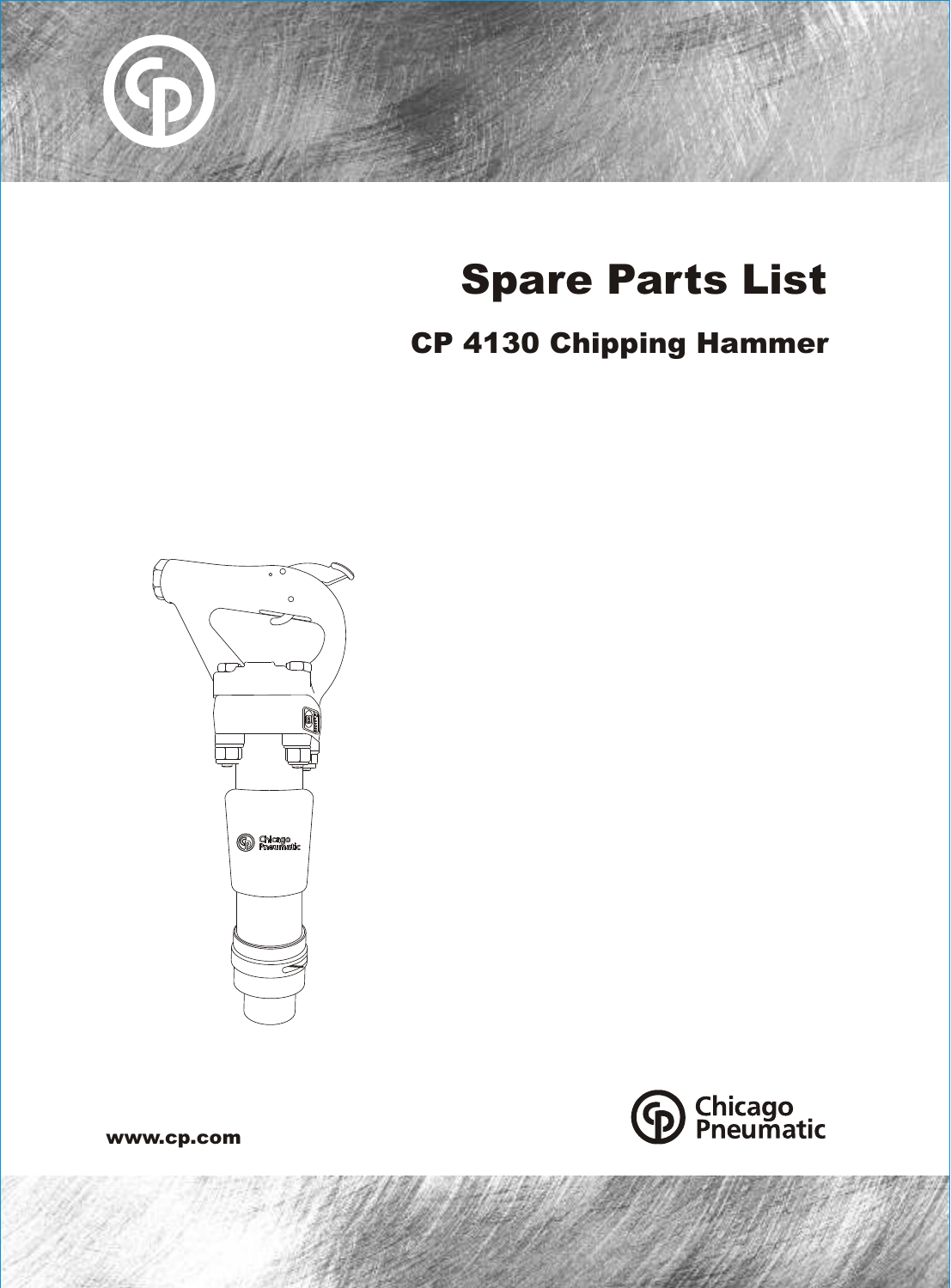# Spare Parts List

## CP 4130 Chipping Hammer

www.cp.com

Chicago Pneumatic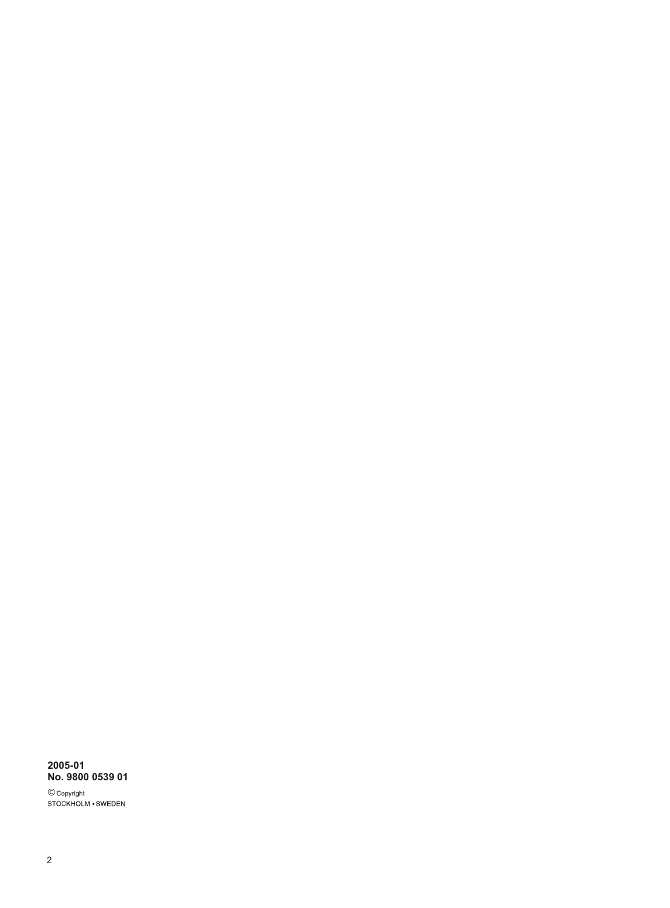**2005-01**
**No. 9800 0539 01**

© Copyright
STOCKHOLM • SWEDEN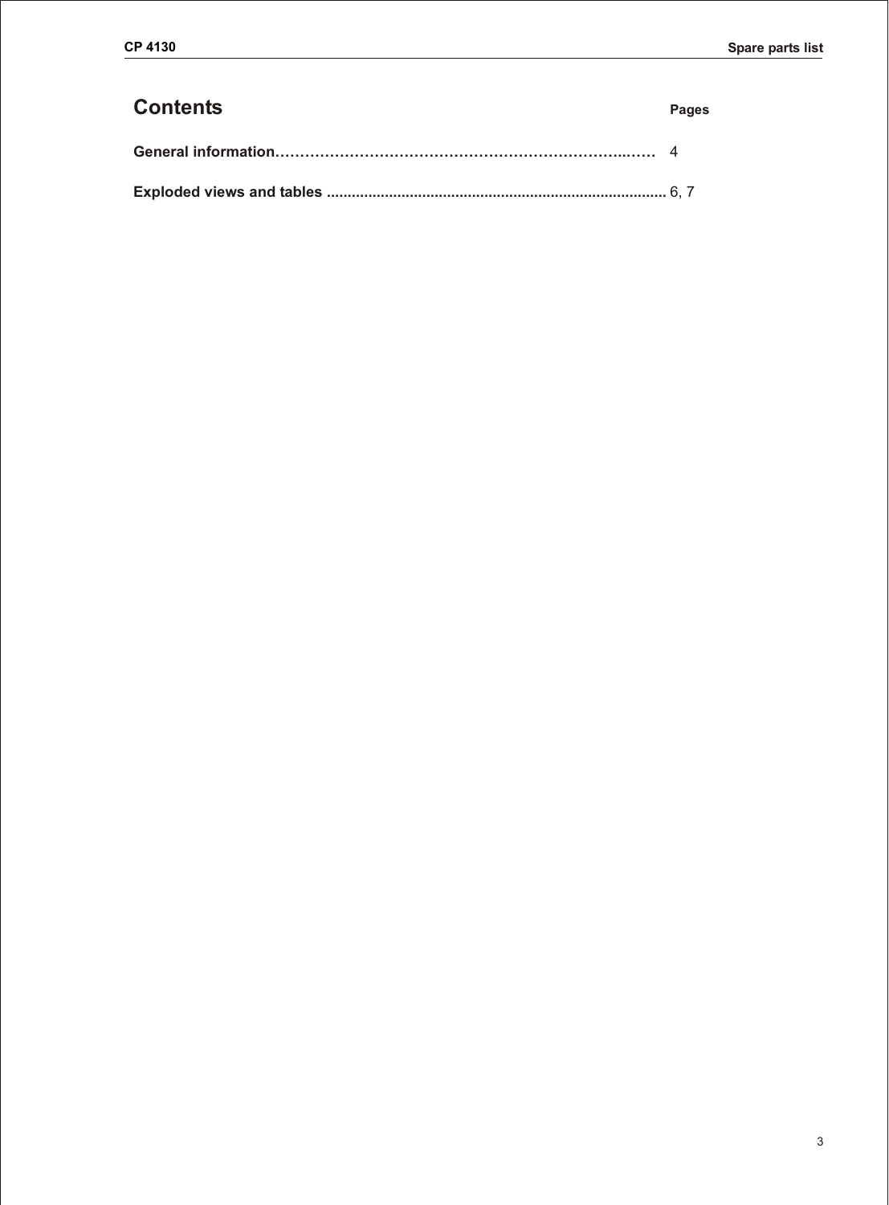# Contents

| | Pages |
|---|---|
| **General information** | 4 |
| **Exploded views and tables** | 6, 7 |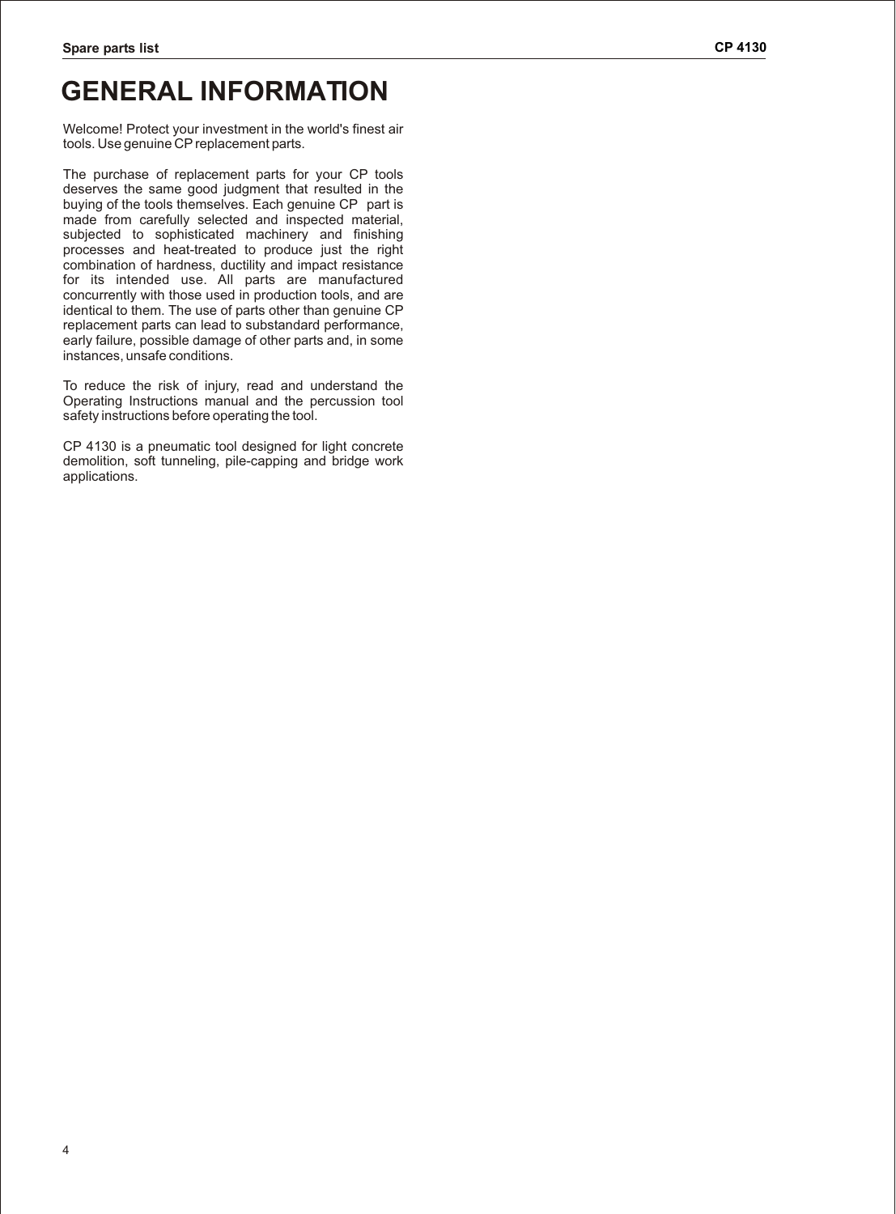# GENERAL INFORMATION

Welcome! Protect your investment in the world's finest air tools. Use genuine CP replacement parts.

The purchase of replacement parts for your CP tools deserves the same good judgment that resulted in the buying of the tools themselves. Each genuine CP part is made from carefully selected and inspected material, subjected to sophisticated machinery and finishing processes and heat-treated to produce just the right combination of hardness, ductility and impact resistance for its intended use. All parts are manufactured concurrently with those used in production tools, and are identical to them. The use of parts other than genuine CP replacement parts can lead to substandard performance, early failure, possible damage of other parts and, in some instances, unsafe conditions.

To reduce the risk of injury, read and understand the Operating Instructions manual and the percussion tool safety instructions before operating the tool.

CP 4130 is a pneumatic tool designed for light concrete demolition, soft tunneling, pile-capping and bridge work applications.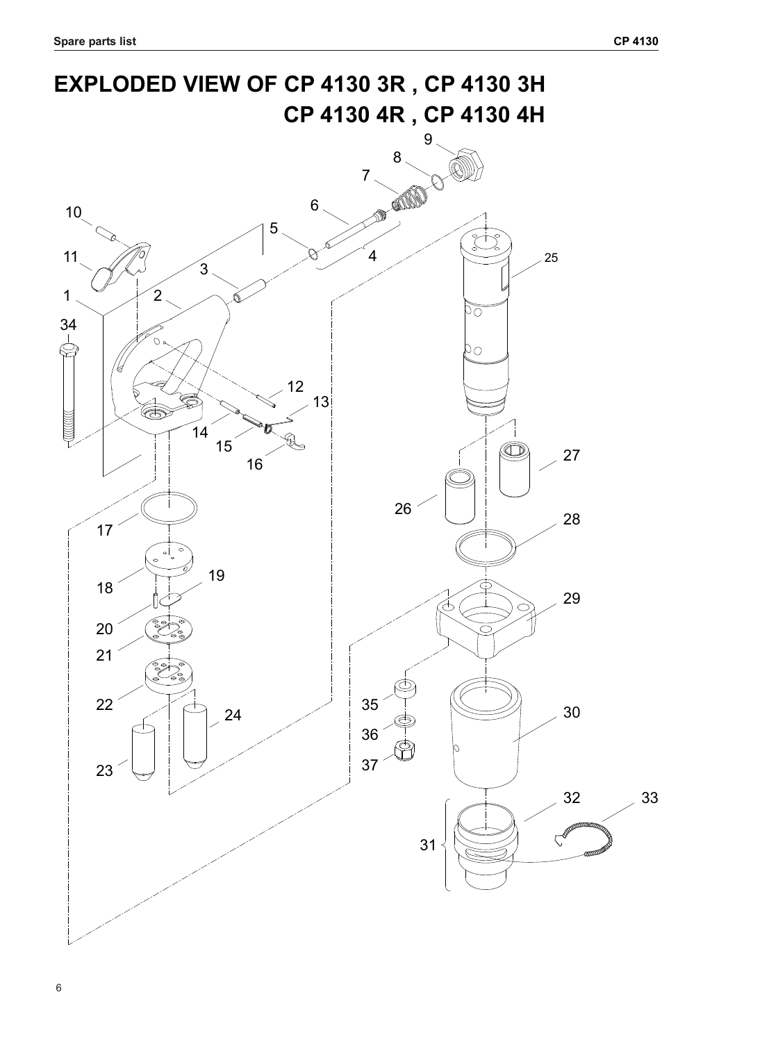# EXPLODED VIEW OF CP 4130 3R , CP 4130 3H CP 4130 4R , CP 4130 4H

9
8
7
6
5
4
10
11
3
1
2
34
25
12
13
14
15
16
27
26
17
28
18
19
29
20
21
22
24
35
30
36
23
37
32
33
31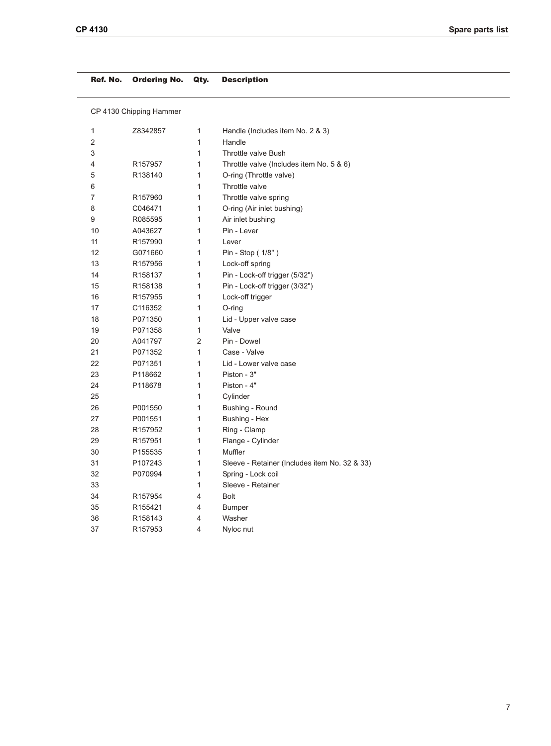| Ref. No. | Ordering No. | Qty. | Description |
|---|---|---|---|
| CP 4130 Chipping Hammer | | | |
| 1 | Z8342857 | 1 | Handle (Includes item No. 2 & 3) |
| 2 | | 1 | Handle |
| 3 | | 1 | Throttle valve Bush |
| 4 | R157957 | 1 | Throttle valve (Includes item No. 5 & 6) |
| 5 | R138140 | 1 | O-ring (Throttle valve) |
| 6 | | 1 | Throttle valve |
| 7 | R157960 | 1 | Throttle valve spring |
| 8 | C046471 | 1 | O-ring (Air inlet bushing) |
| 9 | R085595 | 1 | Air inlet bushing |
| 10 | A043627 | 1 | Pin - Lever |
| 11 | R157990 | 1 | Lever |
| 12 | G071660 | 1 | Pin - Stop ( 1/8" ) |
| 13 | R157956 | 1 | Lock-off spring |
| 14 | R158137 | 1 | Pin - Lock-off trigger (5/32") |
| 15 | R158138 | 1 | Pin - Lock-off trigger (3/32") |
| 16 | R157955 | 1 | Lock-off trigger |
| 17 | C116352 | 1 | O-ring |
| 18 | P071350 | 1 | Lid - Upper valve case |
| 19 | P071358 | 1 | Valve |
| 20 | A041797 | 2 | Pin - Dowel |
| 21 | P071352 | 1 | Case - Valve |
| 22 | P071351 | 1 | Lid - Lower valve case |
| 23 | P118662 | 1 | Piston - 3" |
| 24 | P118678 | 1 | Piston - 4" |
| 25 | | 1 | Cylinder |
| 26 | P001550 | 1 | Bushing - Round |
| 27 | P001551 | 1 | Bushing - Hex |
| 28 | R157952 | 1 | Ring - Clamp |
| 29 | R157951 | 1 | Flange - Cylinder |
| 30 | P155535 | 1 | Muffler |
| 31 | P107243 | 1 | Sleeve - Retainer (Includes item No. 32 & 33) |
| 32 | P070994 | 1 | Spring - Lock coil |
| 33 | | 1 | Sleeve - Retainer |
| 34 | R157954 | 4 | Bolt |
| 35 | R155421 | 4 | Bumper |
| 36 | R158143 | 4 | Washer |
| 37 | R157953 | 4 | Nyloc nut |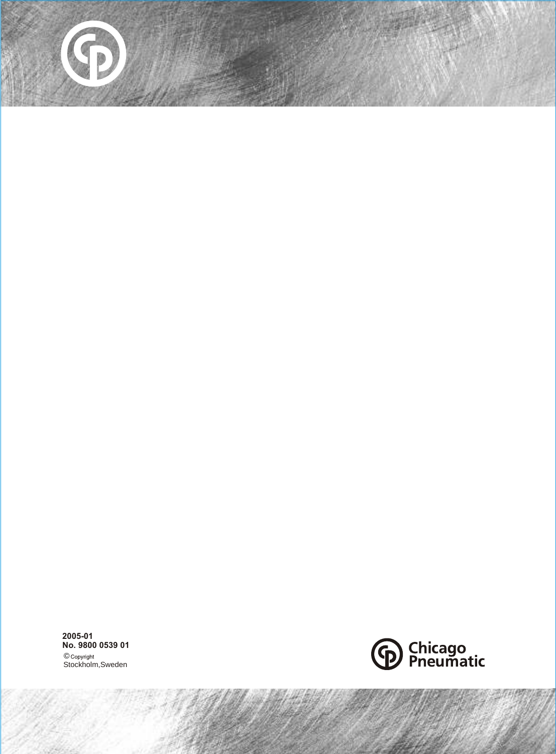**2005-01**
**No. 9800 0539 01**
© Copyright
Stockholm,Sweden

Chicago
Pneumatic